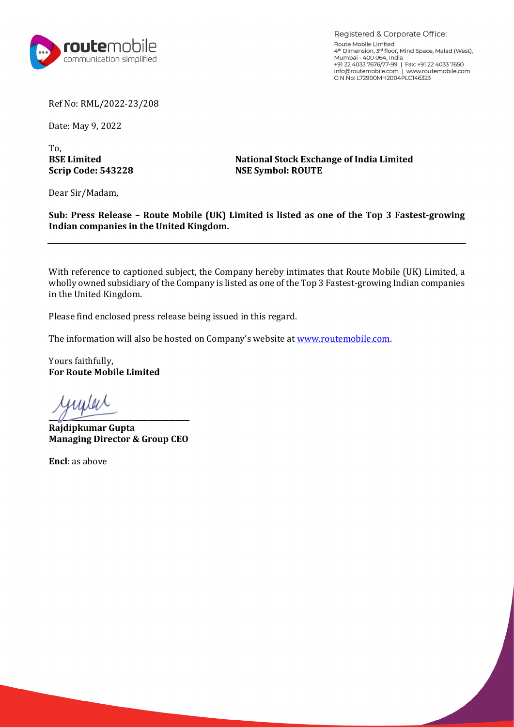Registered & Corporate Office:
Route Mobile Limited
4th Dimension, 3rd floor, Mind Space, Malad (West),
Mumbai - 400 064, India
+91 22 4033 7676/77-99 | Fax: +91 22 4033 7650
info@routemobile.com | www.routemobile.com
CIN No: L72900MH2004PLC146323

Ref No: RML/2022-23/208

Date: May 9, 2022

To,

**BSE Limited**
**Scrip Code: 543228**

**National Stock Exchange of India Limited**
**NSE Symbol: ROUTE**

Dear Sir/Madam,

**Sub: Press Release – Route Mobile (UK) Limited is listed as one of the Top 3 Fastest-growing Indian companies in the United Kingdom.**

With reference to captioned subject, the Company hereby intimates that Route Mobile (UK) Limited, a wholly owned subsidiary of the Company is listed as one of the Top 3 Fastest-growing Indian companies in the United Kingdom.

Please find enclosed press release being issued in this regard.

The information will also be hosted on Company's website at www.routemobile.com.

Yours faithfully,
**For Route Mobile Limited**

**Rajdipkumar Gupta**
**Managing Director & Group CEO**

**Encl**: as above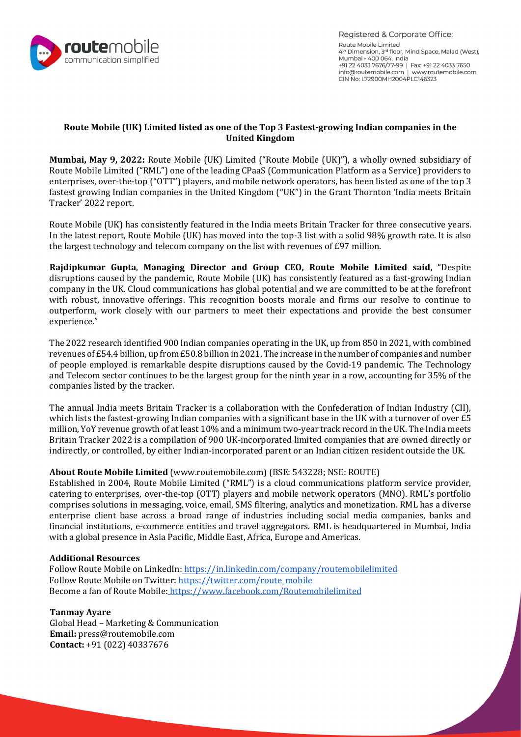Registered & Corporate Office:
Route Mobile Limited
4th Dimension, 3rd floor, Mind Space, Malad (West),
Mumbai - 400 064, India
+91 22 4033 7676/77-99 | Fax: +91 22 4033 7650
info@routemobile.com | www.routemobile.com
CIN No: L72900MH2004PLC146323

**Route Mobile (UK) Limited listed as one of the Top 3 Fastest-growing Indian companies in the United Kingdom**

**Mumbai, May 9, 2022:** Route Mobile (UK) Limited ("Route Mobile (UK)"), a wholly owned subsidiary of Route Mobile Limited ("RML") one of the leading CPaaS (Communication Platform as a Service) providers to enterprises, over-the-top ("OTT") players, and mobile network operators, has been listed as one of the top 3 fastest growing Indian companies in the United Kingdom ("UK") in the Grant Thornton 'India meets Britain Tracker' 2022 report.

Route Mobile (UK) has consistently featured in the India meets Britain Tracker for three consecutive years. In the latest report, Route Mobile (UK) has moved into the top-3 list with a solid 98% growth rate. It is also the largest technology and telecom company on the list with revenues of £97 million.

**Rajdipkumar Gupta**, **Managing Director and Group CEO, Route Mobile Limited said,** "Despite disruptions caused by the pandemic, Route Mobile (UK) has consistently featured as a fast-growing Indian company in the UK. Cloud communications has global potential and we are committed to be at the forefront with robust, innovative offerings. This recognition boosts morale and firms our resolve to continue to outperform, work closely with our partners to meet their expectations and provide the best consumer experience."

The 2022 research identified 900 Indian companies operating in the UK, up from 850 in 2021, with combined revenues of £54.4 billion, up from £50.8 billion in 2021. The increase in the number of companies and number of people employed is remarkable despite disruptions caused by the Covid-19 pandemic. The Technology and Telecom sector continues to be the largest group for the ninth year in a row, accounting for 35% of the companies listed by the tracker.

The annual India meets Britain Tracker is a collaboration with the Confederation of Indian Industry (CII), which lists the fastest-growing Indian companies with a significant base in the UK with a turnover of over £5 million, YoY revenue growth of at least 10% and a minimum two-year track record in the UK. The India meets Britain Tracker 2022 is a compilation of 900 UK-incorporated limited companies that are owned directly or indirectly, or controlled, by either Indian-incorporated parent or an Indian citizen resident outside the UK.

**About Route Mobile Limited** (www.routemobile.com) (BSE: 543228; NSE: ROUTE)
Established in 2004, Route Mobile Limited ("RML") is a cloud communications platform service provider, catering to enterprises, over-the-top (OTT) players and mobile network operators (MNO). RML's portfolio comprises solutions in messaging, voice, email, SMS filtering, analytics and monetization. RML has a diverse enterprise client base across a broad range of industries including social media companies, banks and financial institutions, e-commerce entities and travel aggregators. RML is headquartered in Mumbai, India with a global presence in Asia Pacific, Middle East, Africa, Europe and Americas.

**Additional Resources**
Follow Route Mobile on LinkedIn: https://in.linkedin.com/company/routemobilelimited
Follow Route Mobile on Twitter: https://twitter.com/route_mobile
Become a fan of Route Mobile: https://www.facebook.com/Routemobilelimited

**Tanmay Ayare**
Global Head – Marketing & Communication
**Email:** press@routemobile.com
**Contact:** +91 (022) 40337676